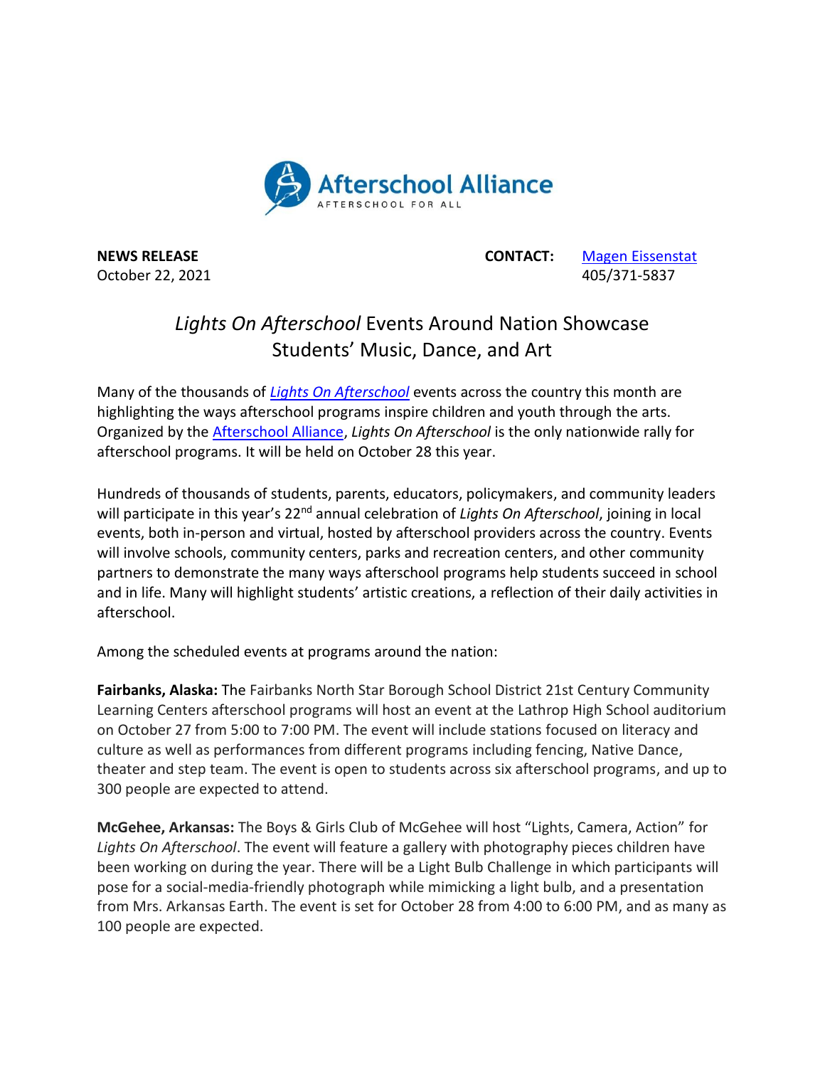Afterschool Alliance
AFTERSCHOOL FOR ALL

**NEWS RELEASE**
October 22, 2021

**CONTACT:** Magen Eissenstat
405/371-5837

# *Lights On Afterschool* Events Around Nation Showcase Students' Music, Dance, and Art

Many of the thousands of *Lights On Afterschool* events across the country this month are highlighting the ways afterschool programs inspire children and youth through the arts. Organized by the Afterschool Alliance, *Lights On Afterschool* is the only nationwide rally for afterschool programs. It will be held on October 28 this year.

Hundreds of thousands of students, parents, educators, policymakers, and community leaders will participate in this year's 22nd annual celebration of *Lights On Afterschool*, joining in local events, both in-person and virtual, hosted by afterschool providers across the country. Events will involve schools, community centers, parks and recreation centers, and other community partners to demonstrate the many ways afterschool programs help students succeed in school and in life. Many will highlight students' artistic creations, a reflection of their daily activities in afterschool.

Among the scheduled events at programs around the nation:

**Fairbanks, Alaska:** The Fairbanks North Star Borough School District 21st Century Community Learning Centers afterschool programs will host an event at the Lathrop High School auditorium on October 27 from 5:00 to 7:00 PM. The event will include stations focused on literacy and culture as well as performances from different programs including fencing, Native Dance, theater and step team. The event is open to students across six afterschool programs, and up to 300 people are expected to attend.

**McGehee, Arkansas:** The Boys & Girls Club of McGehee will host "Lights, Camera, Action" for *Lights On Afterschool*. The event will feature a gallery with photography pieces children have been working on during the year. There will be a Light Bulb Challenge in which participants will pose for a social-media-friendly photograph while mimicking a light bulb, and a presentation from Mrs. Arkansas Earth. The event is set for October 28 from 4:00 to 6:00 PM, and as many as 100 people are expected.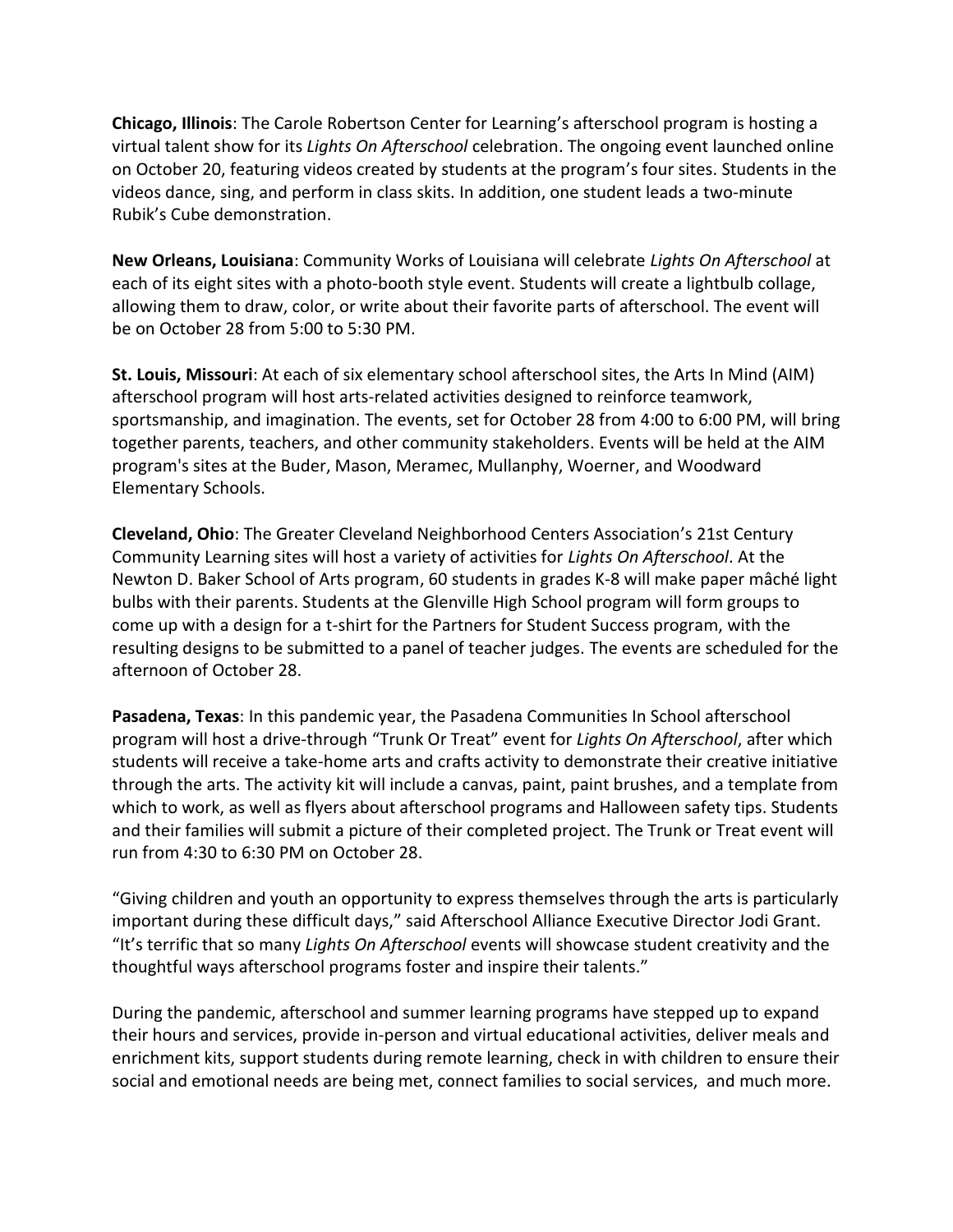**Chicago, Illinois**: The Carole Robertson Center for Learning's afterschool program is hosting a virtual talent show for its *Lights On Afterschool* celebration. The ongoing event launched online on October 20, featuring videos created by students at the program's four sites. Students in the videos dance, sing, and perform in class skits. In addition, one student leads a two-minute Rubik's Cube demonstration.

**New Orleans, Louisiana**: Community Works of Louisiana will celebrate *Lights On Afterschool* at each of its eight sites with a photo-booth style event. Students will create a lightbulb collage, allowing them to draw, color, or write about their favorite parts of afterschool. The event will be on October 28 from 5:00 to 5:30 PM.

**St. Louis, Missouri**: At each of six elementary school afterschool sites, the Arts In Mind (AIM) afterschool program will host arts-related activities designed to reinforce teamwork, sportsmanship, and imagination. The events, set for October 28 from 4:00 to 6:00 PM, will bring together parents, teachers, and other community stakeholders. Events will be held at the AIM program's sites at the Buder, Mason, Meramec, Mullanphy, Woerner, and Woodward Elementary Schools.

**Cleveland, Ohio**: The Greater Cleveland Neighborhood Centers Association's 21st Century Community Learning sites will host a variety of activities for *Lights On Afterschool*. At the Newton D. Baker School of Arts program, 60 students in grades K-8 will make paper mâché light bulbs with their parents. Students at the Glenville High School program will form groups to come up with a design for a t-shirt for the Partners for Student Success program, with the resulting designs to be submitted to a panel of teacher judges. The events are scheduled for the afternoon of October 28.

**Pasadena, Texas**: In this pandemic year, the Pasadena Communities In School afterschool program will host a drive-through "Trunk Or Treat" event for *Lights On Afterschool*, after which students will receive a take-home arts and crafts activity to demonstrate their creative initiative through the arts. The activity kit will include a canvas, paint, paint brushes, and a template from which to work, as well as flyers about afterschool programs and Halloween safety tips. Students and their families will submit a picture of their completed project. The Trunk or Treat event will run from 4:30 to 6:30 PM on October 28.

"Giving children and youth an opportunity to express themselves through the arts is particularly important during these difficult days," said Afterschool Alliance Executive Director Jodi Grant. "It's terrific that so many *Lights On Afterschool* events will showcase student creativity and the thoughtful ways afterschool programs foster and inspire their talents."

During the pandemic, afterschool and summer learning programs have stepped up to expand their hours and services, provide in-person and virtual educational activities, deliver meals and enrichment kits, support students during remote learning, check in with children to ensure their social and emotional needs are being met, connect families to social services, and much more.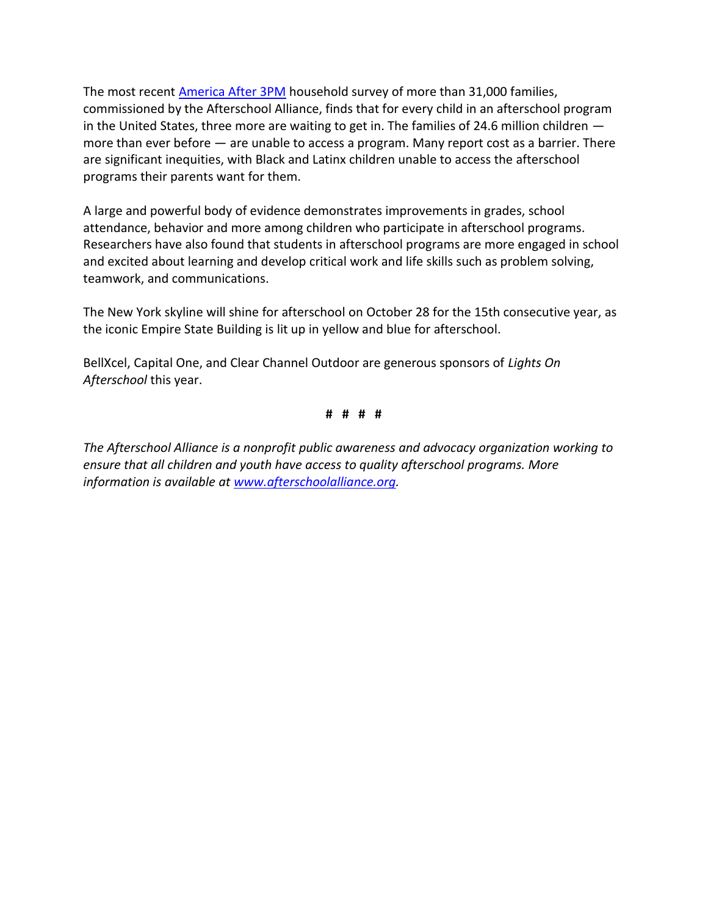The most recent [America After 3PM](#) household survey of more than 31,000 families, commissioned by the Afterschool Alliance, finds that for every child in an afterschool program in the United States, three more are waiting to get in. The families of 24.6 million children — more than ever before — are unable to access a program. Many report cost as a barrier. There are significant inequities, with Black and Latinx children unable to access the afterschool programs their parents want for them.

A large and powerful body of evidence demonstrates improvements in grades, school attendance, behavior and more among children who participate in afterschool programs. Researchers have also found that students in afterschool programs are more engaged in school and excited about learning and develop critical work and life skills such as problem solving, teamwork, and communications.

The New York skyline will shine for afterschool on October 28 for the 15th consecutive year, as the iconic Empire State Building is lit up in yellow and blue for afterschool.

BellXcel, Capital One, and Clear Channel Outdoor are generous sponsors of *Lights On Afterschool* this year.

# # # #

*The Afterschool Alliance is a nonprofit public awareness and advocacy organization working to ensure that all children and youth have access to quality afterschool programs. More information is available at [www.afterschoolalliance.org](http://www.afterschoolalliance.org).*